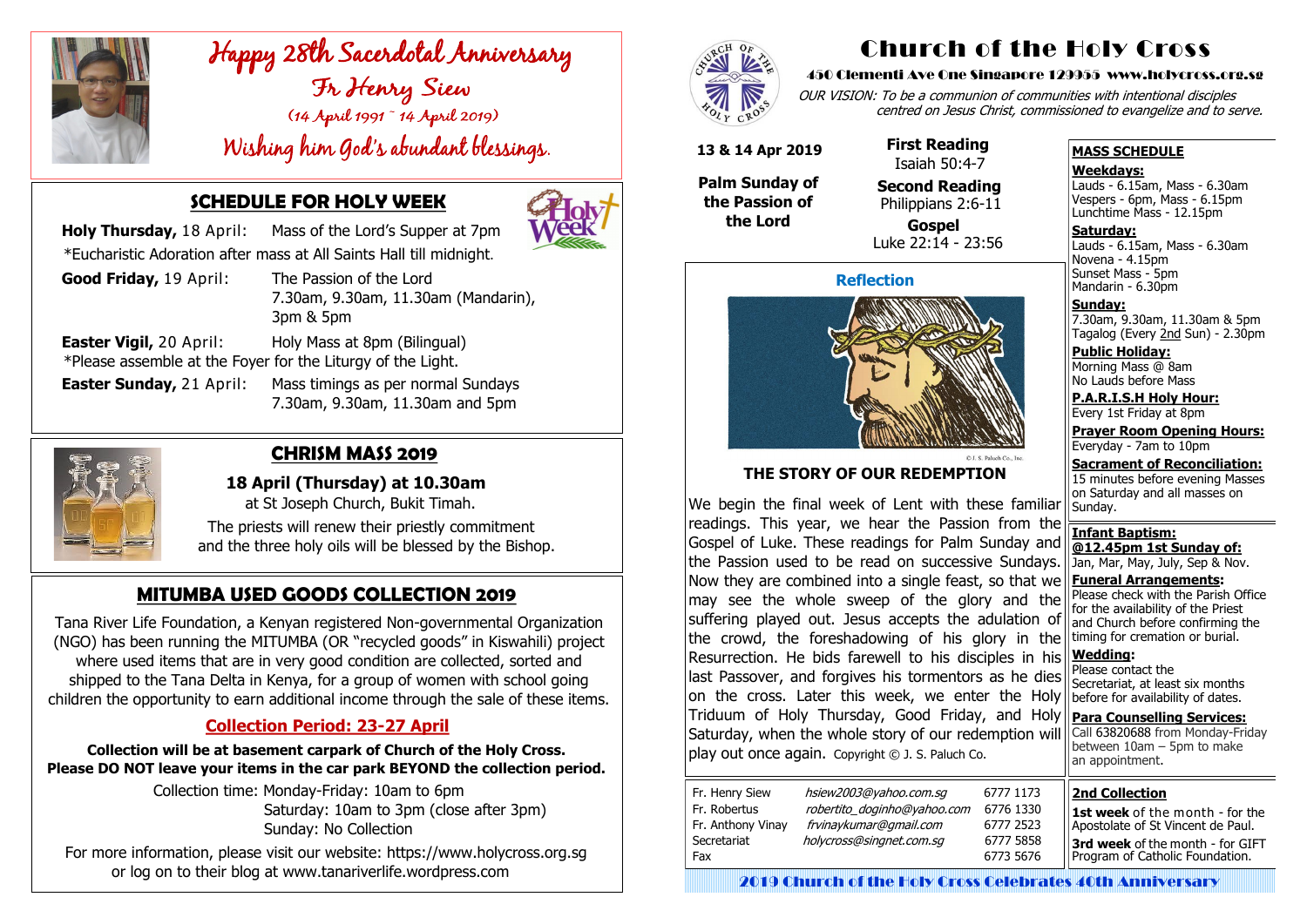# Happy 28th Sacerdotal Anniversary

## Fr Henry Siew

(14 April 1991 ~ 14 April 2019)

Wishing him God's abundant blessings.

## SCHEDULE FOR HOLY WEEK

**Holy Thursday,** 18 April: Mass of the Lord's Supper at 7pm

*Eucharistic Adoration after mass at All Saints Hall till midnight.

**Good Friday,** 19 April: The Passion of the Lord
7.30am, 9.30am, 11.30am (Mandarin), 3pm & 5pm

**Easter Vigil,** 20 April: Holy Mass at 8pm (Bilingual)

*Please assemble at the Foyer for the Liturgy of the Light.

**Easter Sunday,** 21 April: Mass timings as per normal Sundays
7.30am, 9.30am, 11.30am and 5pm

## CHRISM MASS 2019

**18 April (Thursday) at 10.30am**

at St Joseph Church, Bukit Timah.

The priests will renew their priestly commitment and the three holy oils will be blessed by the Bishop.

## MITUMBA USED GOODS COLLECTION 2019

Tana River Life Foundation, a Kenyan registered Non-governmental Organization (NGO) has been running the MITUMBA (OR "recycled goods" in Kiswahili) project where used items that are in very good condition are collected, sorted and shipped to the Tana Delta in Kenya, for a group of women with school going children the opportunity to earn additional income through the sale of these items.

### Collection Period: 23-27 April

**Collection will be at basement carpark of Church of the Holy Cross.**
**Please DO NOT leave your items in the car park BEYOND the collection period.**

Collection time: Monday-Friday: 10am to 6pm
Saturday: 10am to 3pm (close after 3pm)
Sunday: No Collection

For more information, please visit our website: https://www.holycross.org.sg or log on to their blog at www.tanariverlife.wordpress.com

# Church of the Holy Cross

**450 Clementi Ave One Singapore 129955 www.holycross.org.sg**

*OUR VISION: To be a communion of communities with intentional disciples centred on Jesus Christ, commissioned to evangelize and to serve.*

**13 & 14 Apr 2019**

**Palm Sunday of the Passion of the Lord**

**First Reading**
Isaiah 50:4-7

**Second Reading**
Philippians 2:6-11

**Gospel**
Luke 22:14 - 23:56

### Reflection

© J. S. Paluch Co., Inc.

### THE STORY OF OUR REDEMPTION

We begin the final week of Lent with these familiar readings. This year, we hear the Passion from the Gospel of Luke. These readings for Palm Sunday and the Passion used to be read on successive Sundays. Now they are combined into a single feast, so that we may see the whole sweep of the glory and the suffering played out. Jesus accepts the adulation of the crowd, the foreshadowing of his glory in the Resurrection. He bids farewell to his disciples in his last Passover, and forgives his tormentors as he dies on the cross. Later this week, we enter the Holy Triduum of Holy Thursday, Good Friday, and Holy Saturday, when the whole story of our redemption will play out once again. Copyright © J. S. Paluch Co.

| | | |
|---|---|---|
| Fr. Henry Siew | *hsiew2003@yahoo.com.sg* | 6777 1173 |
| Fr. Robertus | *robertito_doginho@yahoo.com* | 6776 1330 |
| Fr. Anthony Vinay | *frvinaykumar@gmail.com* | 6777 2523 |
| Secretariat | *holycross@singnet.com.sg* | 6777 5858 |
| Fax | | 6773 5676 |

## MASS SCHEDULE

**Weekdays:**
Lauds - 6.15am, Mass - 6.30am
Vespers - 6pm, Mass - 6.15pm
Lunchtime Mass - 12.15pm

**Saturday:**
Lauds - 6.15am, Mass - 6.30am
Novena - 4.15pm
Sunset Mass - 5pm
Mandarin - 6.30pm

**Sunday:**
7.30am, 9.30am, 11.30am & 5pm
Tagalog (Every 2nd Sun) - 2.30pm

**Public Holiday:**
Morning Mass @ 8am
No Lauds before Mass

**P.A.R.I.S.H Holy Hour:**
Every 1st Friday at 8pm

**Prayer Room Opening Hours:**
Everyday - 7am to 10pm

**Sacrament of Reconciliation:**
15 minutes before evening Masses on Saturday and all masses on Sunday.

**Infant Baptism:**
**@12.45pm 1st Sunday of:**
Jan, Mar, May, July, Sep & Nov.

**Funeral Arrangements:**
Please check with the Parish Office for the availability of the Priest and Church before confirming the timing for cremation or burial.

**Wedding:**
Please contact the Secretariat, at least six months before for availability of dates.

**Para Counselling Services:**
Call 63820688 from Monday-Friday between 10am – 5pm to make an appointment.

## 2nd Collection

**1st week** of the month - for the Apostolate of St Vincent de Paul.

**3rd week** of the month - for GIFT Program of Catholic Foundation.

2019 Church of the Holy Cross Celebrates 40th Anniversary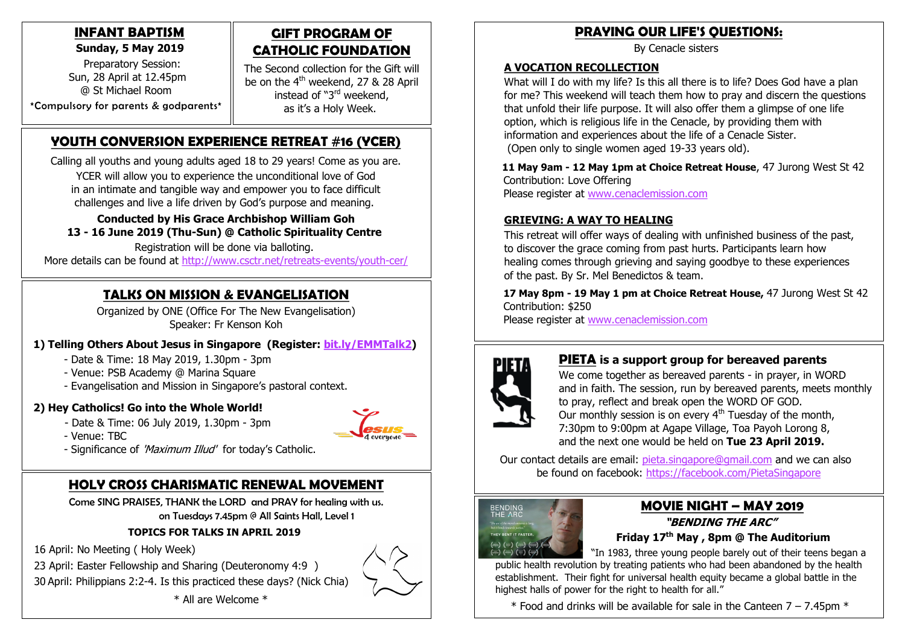## INFANT BAPTISM

**Sunday, 5 May 2019**

Preparatory Session:
Sun, 28 April at 12.45pm
@ St Michael Room
*Compulsory for parents & godparents*

## GIFT PROGRAM OF CATHOLIC FOUNDATION

The Second collection for the Gift will be on the 4th weekend, 27 & 28 April instead of "3rd weekend, as it's a Holy Week.

## YOUTH CONVERSION EXPERIENCE RETREAT #16 (YCER)

Calling all youths and young adults aged 18 to 29 years! Come as you are. YCER will allow you to experience the unconditional love of God in an intimate and tangible way and empower you to face difficult challenges and live a life driven by God's purpose and meaning.

**Conducted by His Grace Archbishop William Goh**
**13 - 16 June 2019 (Thu-Sun) @ Catholic Spirituality Centre**

Registration will be done via balloting.
More details can be found at http://www.csctr.net/retreats-events/youth-cer/

## TALKS ON MISSION & EVANGELISATION

Organized by ONE (Office For The New Evangelisation)
Speaker: Fr Kenson Koh

**1) Telling Others About Jesus in Singapore (Register: bit.ly/EMMTalk2)**

- Date & Time: 18 May 2019, 1.30pm - 3pm
- Venue: PSB Academy @ Marina Square
- Evangelisation and Mission in Singapore's pastoral context.

**2) Hey Catholics! Go into the Whole World!**

- Date & Time: 06 July 2019, 1.30pm - 3pm
- Venue: TBC
- Significance of *'Maximum Illud'* for today's Catholic.

## HOLY CROSS CHARISMATIC RENEWAL MOVEMENT

Come SING PRAISES, THANK the LORD and PRAY for healing with us.
on Tuesdays 7.45pm @ All Saints Hall, Level 1

**TOPICS FOR TALKS IN APRIL 2019**

16 April: No Meeting ( Holy Week)
23 April: Easter Fellowship and Sharing (Deuteronomy 4:9 )
30 April: Philippians 2:2-4. Is this practiced these days? (Nick Chia)

\* All are Welcome \*

## PRAYING OUR LIFE'S QUESTIONS:

By Cenacle sisters

### A VOCATION RECOLLECTION

What will I do with my life? Is this all there is to life? Does God have a plan for me? This weekend will teach them how to pray and discern the questions that unfold their life purpose. It will also offer them a glimpse of one life option, which is religious life in the Cenacle, by providing them with information and experiences about the life of a Cenacle Sister.
(Open only to single women aged 19-33 years old).

**11 May 9am - 12 May 1pm at Choice Retreat House**, 47 Jurong West St 42
Contribution: Love Offering
Please register at www.cenaclemission.com

### GRIEVING: A WAY TO HEALING

This retreat will offer ways of dealing with unfinished business of the past, to discover the grace coming from past hurts. Participants learn how healing comes through grieving and saying goodbye to these experiences of the past. By Sr. Mel Benedictos & team.

**17 May 8pm - 19 May 1 pm at Choice Retreat House,** 47 Jurong West St 42
Contribution: $250
Please register at www.cenaclemission.com

## PIETA is a support group for bereaved parents

We come together as bereaved parents - in prayer, in WORD and in faith. The session, run by bereaved parents, meets monthly to pray, reflect and break open the WORD OF GOD.
Our monthly session is on every 4th Tuesday of the month, 7:30pm to 9:00pm at Agape Village, Toa Payoh Lorong 8, and the next one would be held on **Tue 23 April 2019.**

Our contact details are email: pieta.singapore@gmail.com and we can also be found on facebook: https://facebook.com/PietaSingapore

## MOVIE NIGHT – MAY 2019

***"BENDING THE ARC"***

**Friday 17th May , 8pm @ The Auditorium**

"In 1983, three young people barely out of their teens began a public health revolution by treating patients who had been abandoned by the health establishment. Their fight for universal health equity became a global battle in the highest halls of power for the right to health for all."

\* Food and drinks will be available for sale in the Canteen 7 – 7.45pm \*